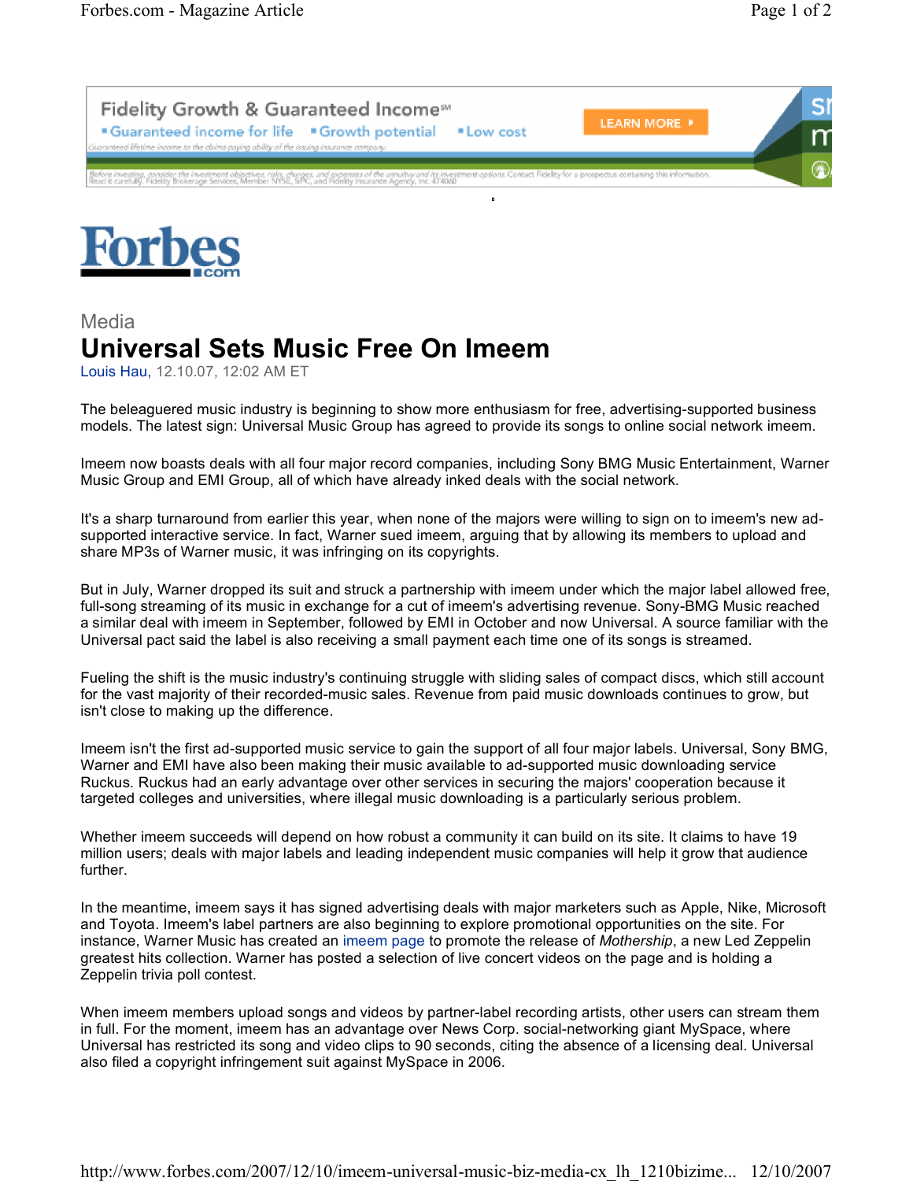Media

# Universal Sets Music Free On Imeem

Louis Hau, 12.10.07, 12:02 AM ET

The beleaguered music industry is beginning to show more enthusiasm for free, advertising-supported business models. The latest sign: Universal Music Group has agreed to provide its songs to online social network imeem.

Imeem now boasts deals with all four major record companies, including Sony BMG Music Entertainment, Warner Music Group and EMI Group, all of which have already inked deals with the social network.

It's a sharp turnaround from earlier this year, when none of the majors were willing to sign on to imeem's new ad-supported interactive service. In fact, Warner sued imeem, arguing that by allowing its members to upload and share MP3s of Warner music, it was infringing on its copyrights.

But in July, Warner dropped its suit and struck a partnership with imeem under which the major label allowed free, full-song streaming of its music in exchange for a cut of imeem's advertising revenue. Sony-BMG Music reached a similar deal with imeem in September, followed by EMI in October and now Universal. A source familiar with the Universal pact said the label is also receiving a small payment each time one of its songs is streamed.

Fueling the shift is the music industry's continuing struggle with sliding sales of compact discs, which still account for the vast majority of their recorded-music sales. Revenue from paid music downloads continues to grow, but isn't close to making up the difference.

Imeem isn't the first ad-supported music service to gain the support of all four major labels. Universal, Sony BMG, Warner and EMI have also been making their music available to ad-supported music downloading service Ruckus. Ruckus had an early advantage over other services in securing the majors' cooperation because it targeted colleges and universities, where illegal music downloading is a particularly serious problem.

Whether imeem succeeds will depend on how robust a community it can build on its site. It claims to have 19 million users; deals with major labels and leading independent music companies will help it grow that audience further.

In the meantime, imeem says it has signed advertising deals with major marketers such as Apple, Nike, Microsoft and Toyota. Imeem's label partners are also beginning to explore promotional opportunities on the site. For instance, Warner Music has created an imeem page to promote the release of *Mothership*, a new Led Zeppelin greatest hits collection. Warner has posted a selection of live concert videos on the page and is holding a Zeppelin trivia poll contest.

When imeem members upload songs and videos by partner-label recording artists, other users can stream them in full. For the moment, imeem has an advantage over News Corp. social-networking giant MySpace, where Universal has restricted its song and video clips to 90 seconds, citing the absence of a licensing deal. Universal also filed a copyright infringement suit against MySpace in 2006.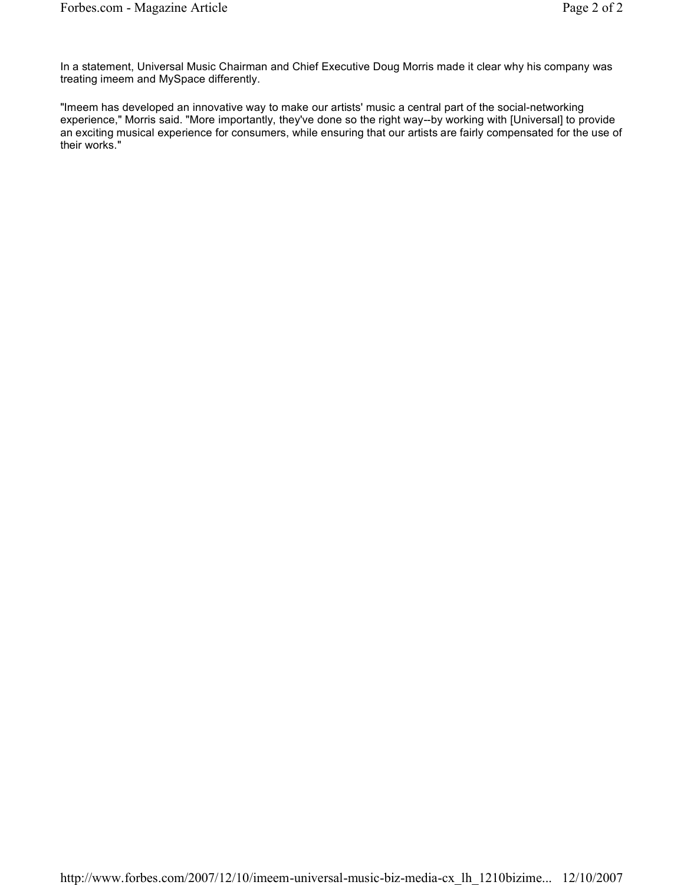In a statement, Universal Music Chairman and Chief Executive Doug Morris made it clear why his company was treating imeem and MySpace differently.

"Imeem has developed an innovative way to make our artists' music a central part of the social-networking experience," Morris said. "More importantly, they've done so the right way--by working with [Universal] to provide an exciting musical experience for consumers, while ensuring that our artists are fairly compensated for the use of their works."